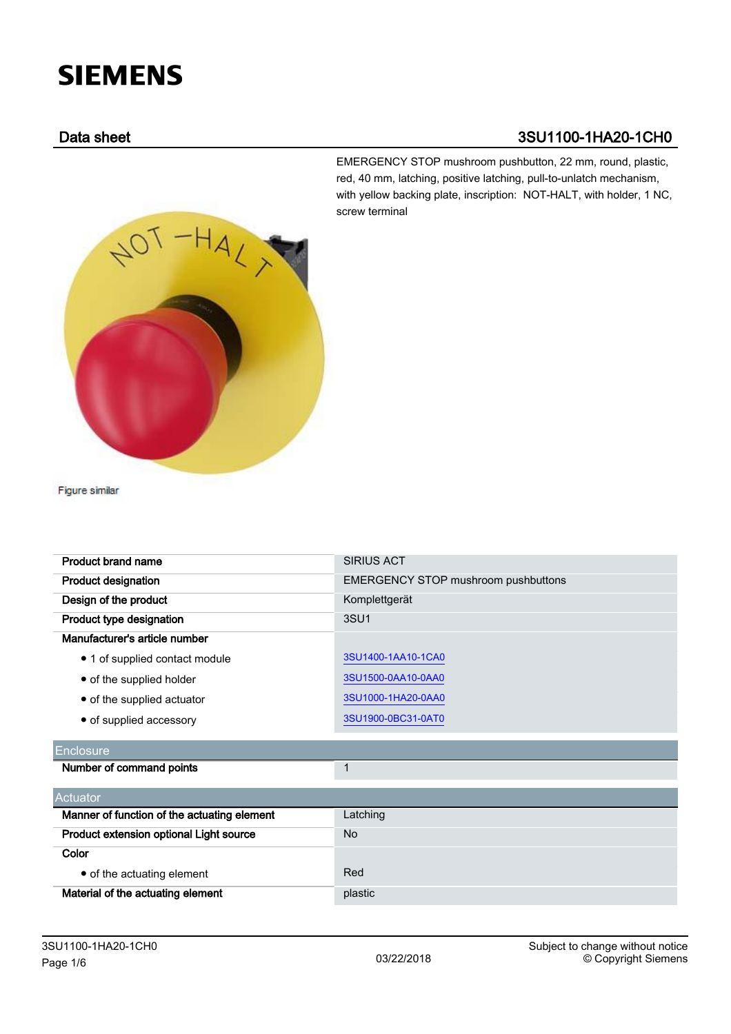**SIEMENS**

## Data sheet 3SU1100-1HA20-1CH0

EMERGENCY STOP mushroom pushbutton, 22 mm, round, plastic, red, 40 mm, latching, positive latching, pull-to-unlatch mechanism, with yellow backing plate, inscription: NOT-HALT, with holder, 1 NC, screw terminal

Figure similar

| | |
|---|---|
| **Product brand name** | SIRIUS ACT |
| **Product designation** | EMERGENCY STOP mushroom pushbuttons |
| **Design of the product** | Komplettgerät |
| **Product type designation** | 3SU1 |
| **Manufacturer's article number** | |
| • 1 of supplied contact module | 3SU1400-1AA10-1CA0 |
| • of the supplied holder | 3SU1500-0AA10-0AA0 |
| • of the supplied actuator | 3SU1000-1HA20-0AA0 |
| • of supplied accessory | 3SU1900-0BC31-0AT0 |

| Enclosure | |
|---|---|
| **Number of command points** | 1 |

| Actuator | |
|---|---|
| **Manner of function of the actuating element** | Latching |
| **Product extension optional Light source** | No |
| **Color** | |
| • of the actuating element | Red |
| **Material of the actuating element** | plastic |

3SU1100-1HA20-1CH0 03/22/2018 Subject to change without notice © Copyright Siemens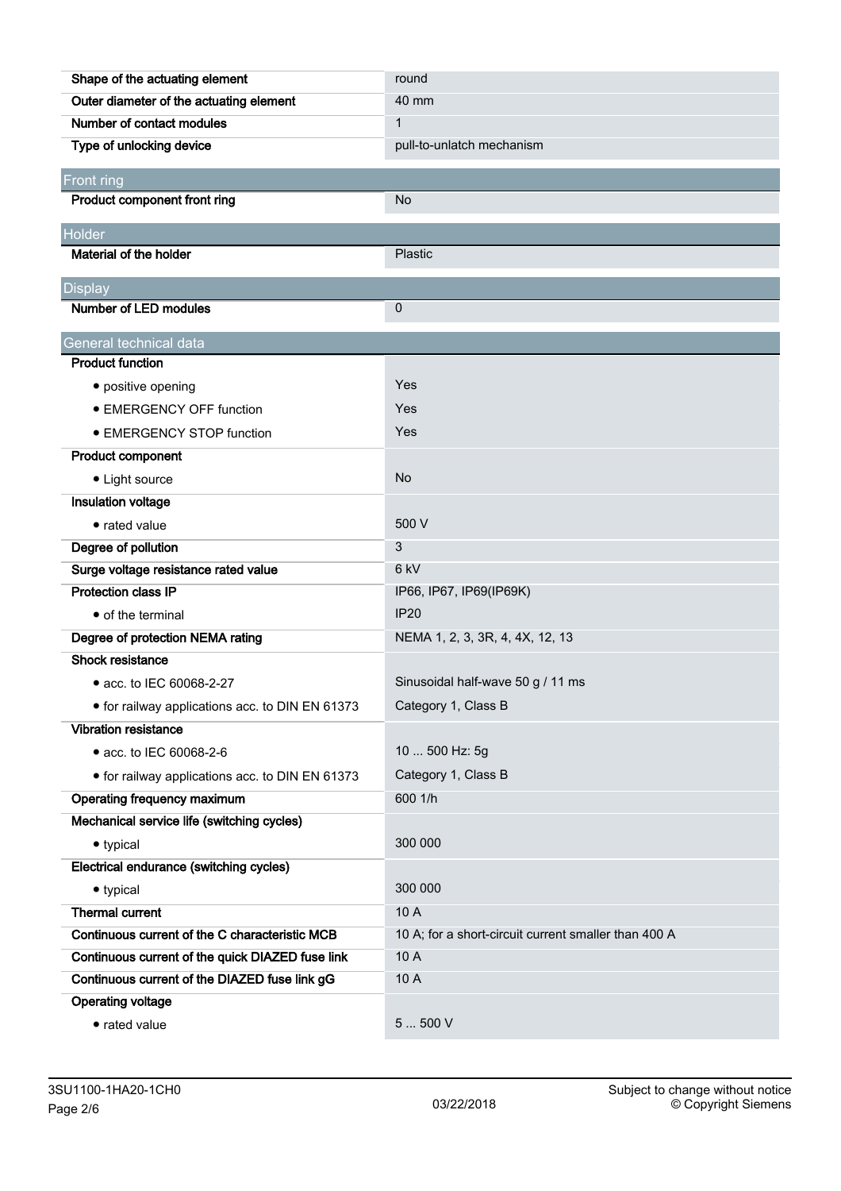| | |
|---|---|
| **Shape of the actuating element** | round |
| **Outer diameter of the actuating element** | 40 mm |
| **Number of contact modules** | 1 |
| **Type of unlocking device** | pull-to-unlatch mechanism |

## Front ring

| | |
|---|---|
| **Product component front ring** | No |

## Holder

| | |
|---|---|
| **Material of the holder** | Plastic |

## Display

| | |
|---|---|
| **Number of LED modules** | 0 |

## General technical data

| | |
|---|---|
| **Product function** | |
| • positive opening | Yes |
| • EMERGENCY OFF function | Yes |
| • EMERGENCY STOP function | Yes |
| **Product component** | |
| • Light source | No |
| **Insulation voltage** | |
| • rated value | 500 V |
| **Degree of pollution** | 3 |
| **Surge voltage resistance rated value** | 6 kV |
| **Protection class IP** | IP66, IP67, IP69(IP69K) |
| • of the terminal | IP20 |
| **Degree of protection NEMA rating** | NEMA 1, 2, 3, 3R, 4, 4X, 12, 13 |
| **Shock resistance** | |
| • acc. to IEC 60068-2-27 | Sinusoidal half-wave 50 g / 11 ms |
| • for railway applications acc. to DIN EN 61373 | Category 1, Class B |
| **Vibration resistance** | |
| • acc. to IEC 60068-2-6 | 10 ... 500 Hz: 5g |
| • for railway applications acc. to DIN EN 61373 | Category 1, Class B |
| **Operating frequency maximum** | 600 1/h |
| **Mechanical service life (switching cycles)** | |
| • typical | 300 000 |
| **Electrical endurance (switching cycles)** | |
| • typical | 300 000 |
| **Thermal current** | 10 A |
| **Continuous current of the C characteristic MCB** | 10 A; for a short-circuit current smaller than 400 A |
| **Continuous current of the quick DIAZED fuse link** | 10 A |
| **Continuous current of the DIAZED fuse link gG** | 10 A |
| **Operating voltage** | |
| • rated value | 5 ... 500 V |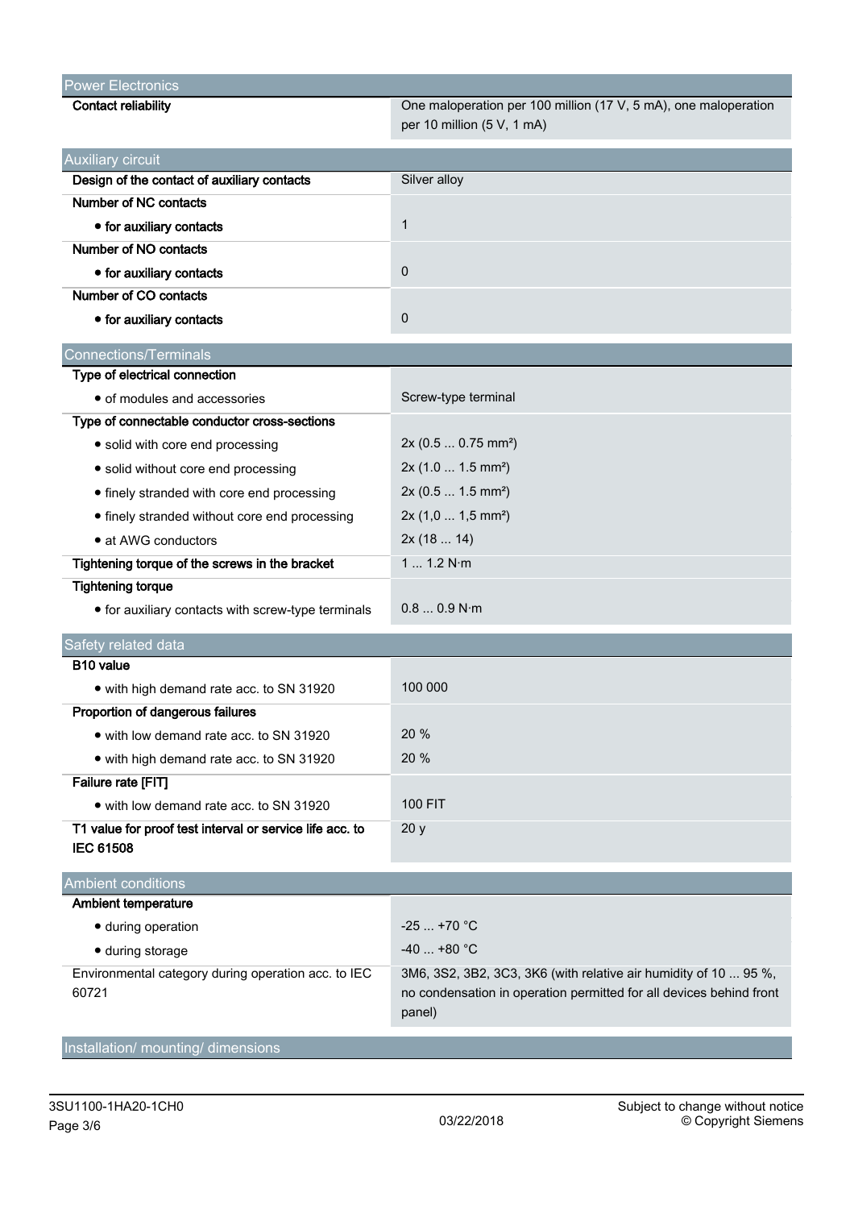## Power Electronics

| | |
|---|---|
| **Contact reliability** | One maloperation per 100 million (17 V, 5 mA), one maloperation per 10 million (5 V, 1 mA) |

## Auxiliary circuit

| | |
|---|---|
| **Design of the contact of auxiliary contacts** | Silver alloy |
| **Number of NC contacts** | |
| • **for auxiliary contacts** | 1 |
| **Number of NO contacts** | |
| • **for auxiliary contacts** | 0 |
| **Number of CO contacts** | |
| • **for auxiliary contacts** | 0 |

## Connections/Terminals

| | |
|---|---|
| **Type of electrical connection** | |
| • of modules and accessories | Screw-type terminal |
| **Type of connectable conductor cross-sections** | |
| • solid with core end processing | 2x (0.5 ... 0.75 mm²) |
| • solid without core end processing | 2x (1.0 ... 1.5 mm²) |
| • finely stranded with core end processing | 2x (0.5 ... 1.5 mm²) |
| • finely stranded without core end processing | 2x (1,0 ... 1,5 mm²) |
| • at AWG conductors | 2x (18 ... 14) |
| **Tightening torque of the screws in the bracket** | 1 ... 1.2 N·m |
| **Tightening torque** | |
| • for auxiliary contacts with screw-type terminals | 0.8 ... 0.9 N·m |

## Safety related data

| | |
|---|---|
| **B10 value** | |
| • with high demand rate acc. to SN 31920 | 100 000 |
| **Proportion of dangerous failures** | |
| • with low demand rate acc. to SN 31920 | 20 % |
| • with high demand rate acc. to SN 31920 | 20 % |
| **Failure rate [FIT]** | |
| • with low demand rate acc. to SN 31920 | 100 FIT |
| **T1 value for proof test interval or service life acc. to IEC 61508** | 20 y |

## Ambient conditions

| | |
|---|---|
| **Ambient temperature** | |
| • during operation | -25 ... +70 °C |
| • during storage | -40 ... +80 °C |
| Environmental category during operation acc. to IEC 60721 | 3M6, 3S2, 3B2, 3C3, 3K6 (with relative air humidity of 10 ... 95 %, no condensation in operation permitted for all devices behind front panel) |

## Installation/ mounting/ dimensions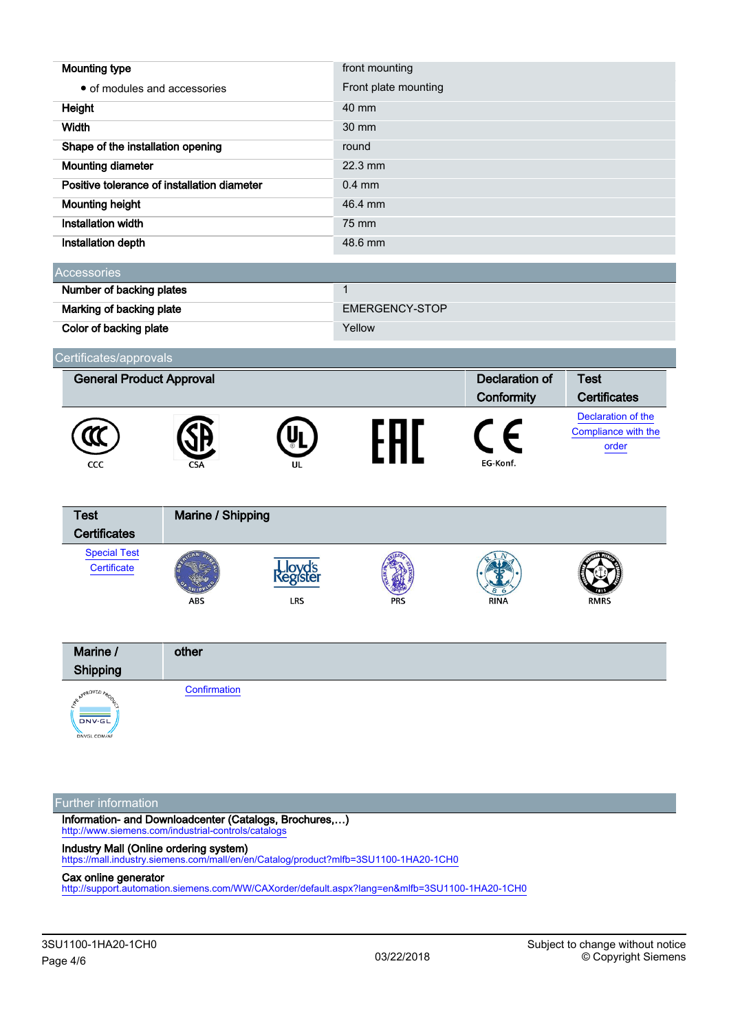| | |
|---|---|
| Mounting type | front mounting |
| • of modules and accessories | Front plate mounting |
| Height | 40 mm |
| Width | 30 mm |
| Shape of the installation opening | round |
| Mounting diameter | 22.3 mm |
| Positive tolerance of installation diameter | 0.4 mm |
| Mounting height | 46.4 mm |
| Installation width | 75 mm |
| Installation depth | 48.6 mm |

## Accessories

| | |
|---|---|
| Number of backing plates | 1 |
| Marking of backing plate | EMERGENCY-STOP |
| Color of backing plate | Yellow |

## Certificates/approvals

| General Product Approval | | | | Declaration of Conformity | Test Certificates |
|---|---|---|---|---|---|
| CCC | CSA | UL | EAC | EG-Konf. | Declaration of the Compliance with the order |

| Test Certificates | Marine / Shipping | | | | |
|---|---|---|---|---|---|
| Special Test Certificate | ABS | LRS | PRS | RINA | RMRS |

| Marine / Shipping | other |
|---|---|
| DNV-GL | Confirmation |

## Further information

**Information- and Downloadcenter (Catalogs, Brochures,…)**
http://www.siemens.com/industrial-controls/catalogs

**Industry Mall (Online ordering system)**
https://mall.industry.siemens.com/mall/en/en/Catalog/product?mlfb=3SU1100-1HA20-1CH0

**Cax online generator**
http://support.automation.siemens.com/WW/CAXorder/default.aspx?lang=en&mlfb=3SU1100-1HA20-1CH0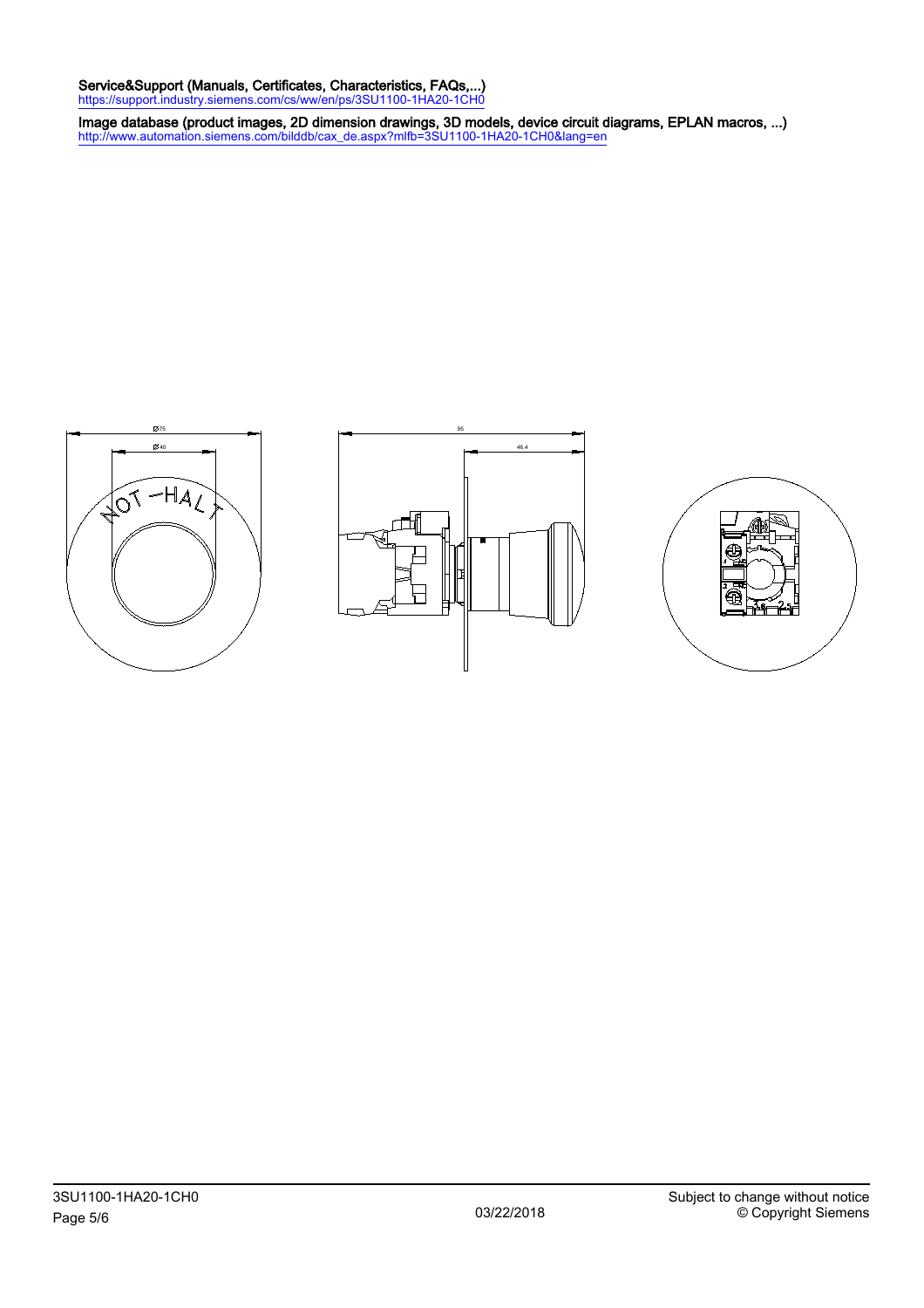**Service&Support (Manuals, Certificates, Characteristics, FAQs,...)**
https://support.industry.siemens.com/cs/ww/en/ps/3SU1100-1HA20-1CH0

**Image database (product images, 2D dimension drawings, 3D models, device circuit diagrams, EPLAN macros, ...)**
http://www.automation.siemens.com/bilddb/cax_de.aspx?mlfb=3SU1100-1HA20-1CH0&lang=en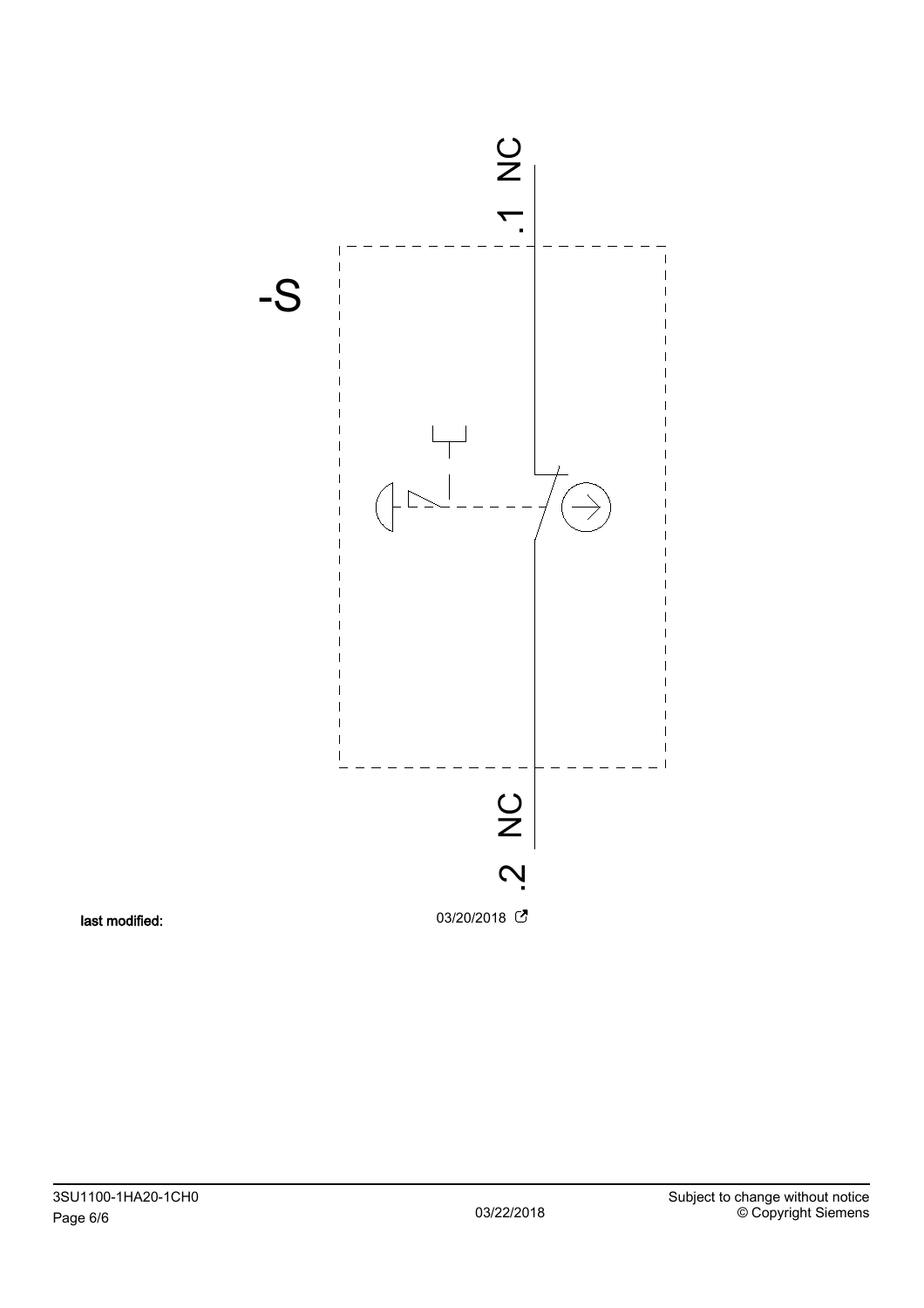.1 NC

-S

.2 NC

**last modified:** 03/20/2018